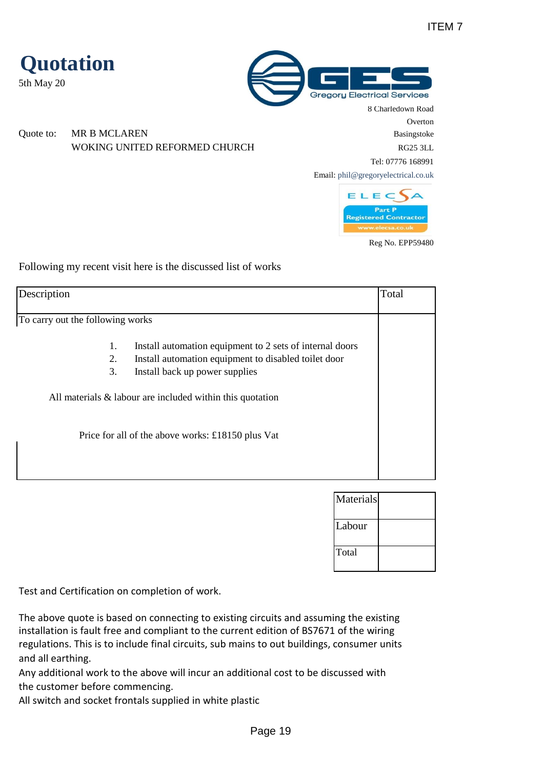ITEM 7

# Quotation

5th May 20

Gregory Electrical Services

8 Charledown Road
Overton
Basingstoke
RG25 3LL
Tel: 07776 168991
Email: phil@gregoryelectrical.co.uk

ELECSA Part P Registered Contractor www.elecsa.co.uk

Reg No. EPP59480

Quote to: MR B MCLAREN
WOKING UNITED REFORMED CHURCH

Following my recent visit here is the discussed list of works

| Description | Total |
|---|---|
| To carry out the following works<br><br>1. Install automation equipment to 2 sets of internal doors<br>2. Install automation equipment to disabled toilet door<br>3. Install back up power supplies<br><br>All materials & labour are included within this quotation<br><br>Price for all of the above works: £18150 plus Vat | |

| | |
|---|---|
| Materials | |
| Labour | |
| Total | |

Test and Certification on completion of work.

The above quote is based on connecting to existing circuits and assuming the existing installation is fault free and compliant to the current edition of BS7671 of the wiring regulations. This is to include final circuits, sub mains to out buildings, consumer units and all earthing.
Any additional work to the above will incur an additional cost to be discussed with the customer before commencing.
All switch and socket frontals supplied in white plastic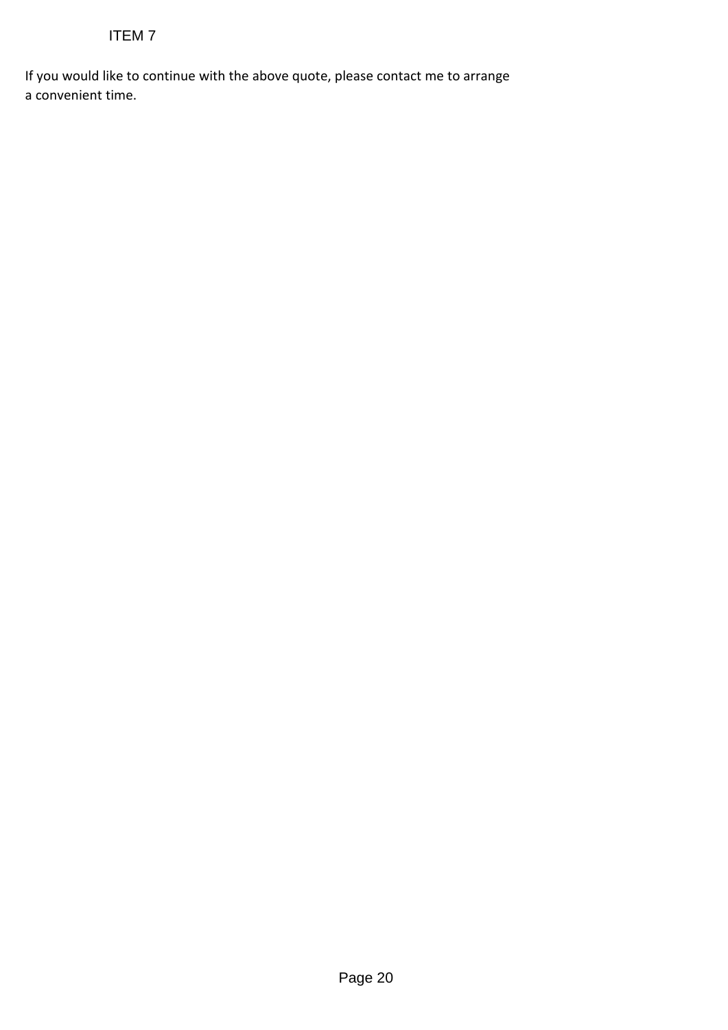ITEM 7

If you would like to continue with the above quote, please contact me to arrange a convenient time.